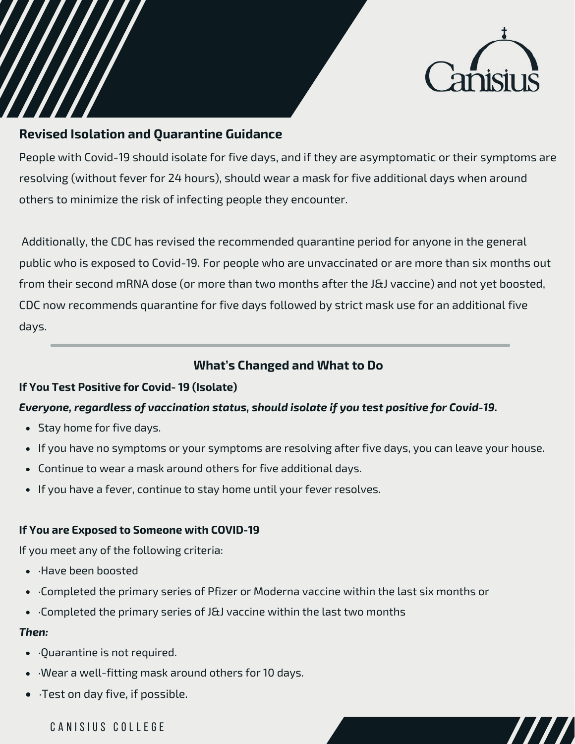## Revised Isolation and Quarantine Guidance

People with Covid-19 should isolate for five days, and if they are asymptomatic or their symptoms are resolving (without fever for 24 hours), should wear a mask for five additional days when around others to minimize the risk of infecting people they encounter.

Additionally, the CDC has revised the recommended quarantine period for anyone in the general public who is exposed to Covid-19. For people who are unvaccinated or are more than six months out from their second mRNA dose (or more than two months after the J&J vaccine) and not yet boosted, CDC now recommends quarantine for five days followed by strict mask use for an additional five days.

---

## What's Changed and What to Do

### If You Test Positive for Covid- 19 (Isolate)

***Everyone, regardless of vaccination status, should isolate if you test positive for Covid-19.***

- Stay home for five days.
- If you have no symptoms or your symptoms are resolving after five days, you can leave your house.
- Continue to wear a mask around others for five additional days.
- If you have a fever, continue to stay home until your fever resolves.

### If You are Exposed to Someone with COVID-19

If you meet any of the following criteria:

- ·Have been boosted
- ·Completed the primary series of Pfizer or Moderna vaccine within the last six months or
- ·Completed the primary series of J&J vaccine within the last two months

***Then:***

- ·Quarantine is not required.
- ·Wear a well-fitting mask around others for 10 days.
- ·Test on day five, if possible.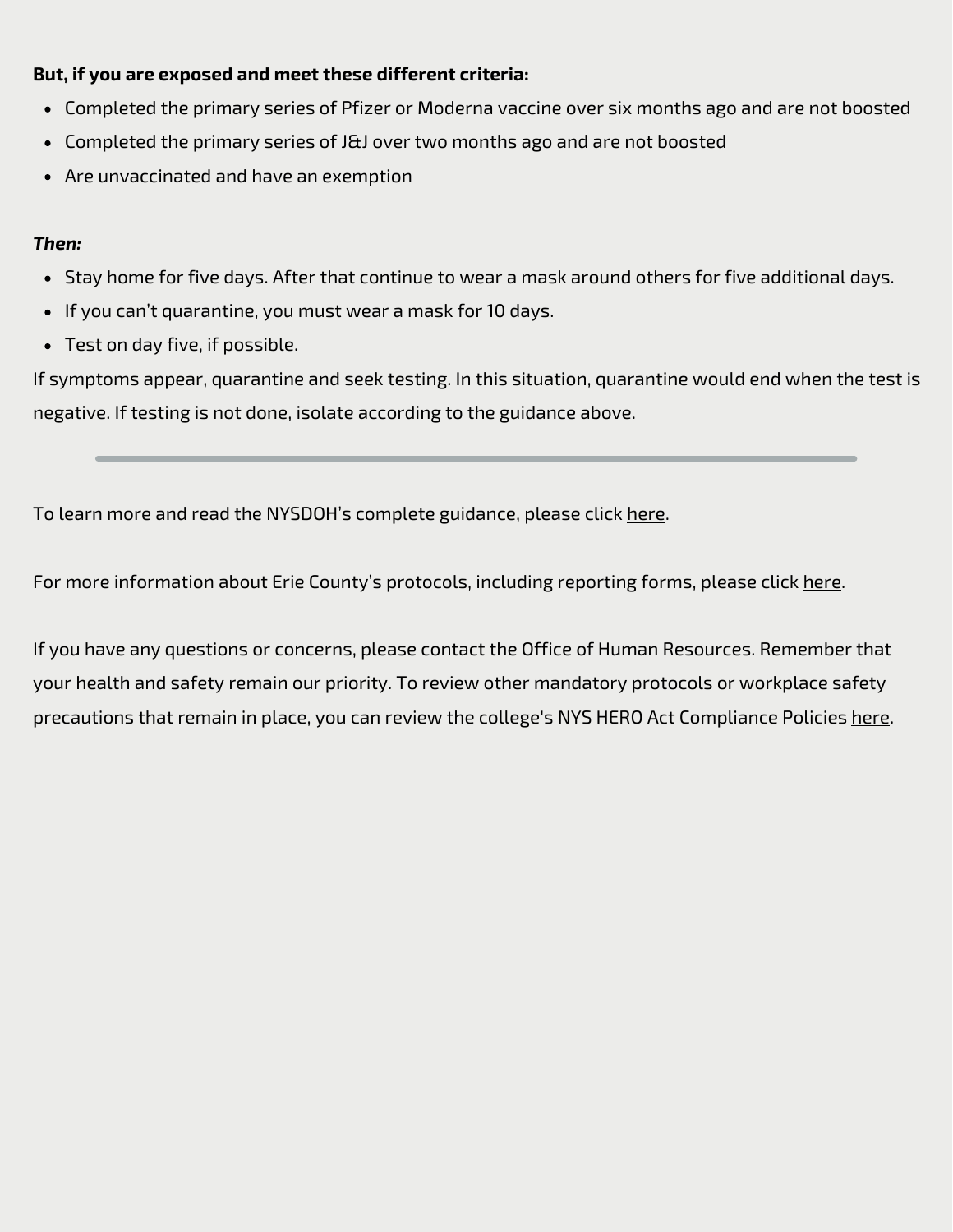**But, if you are exposed and meet these different criteria:**

- Completed the primary series of Pfizer or Moderna vaccine over six months ago and are not boosted
- Completed the primary series of J&J over two months ago and are not boosted
- Are unvaccinated and have an exemption

***Then:***

- Stay home for five days. After that continue to wear a mask around others for five additional days.
- If you can't quarantine, you must wear a mask for 10 days.
- Test on day five, if possible.

If symptoms appear, quarantine and seek testing. In this situation, quarantine would end when the test is negative. If testing is not done, isolate according to the guidance above.

---

To learn more and read the NYSDOH's complete guidance, please click here.

For more information about Erie County's protocols, including reporting forms, please click here.

If you have any questions or concerns, please contact the Office of Human Resources. Remember that your health and safety remain our priority. To review other mandatory protocols or workplace safety precautions that remain in place, you can review the college's NYS HERO Act Compliance Policies here.